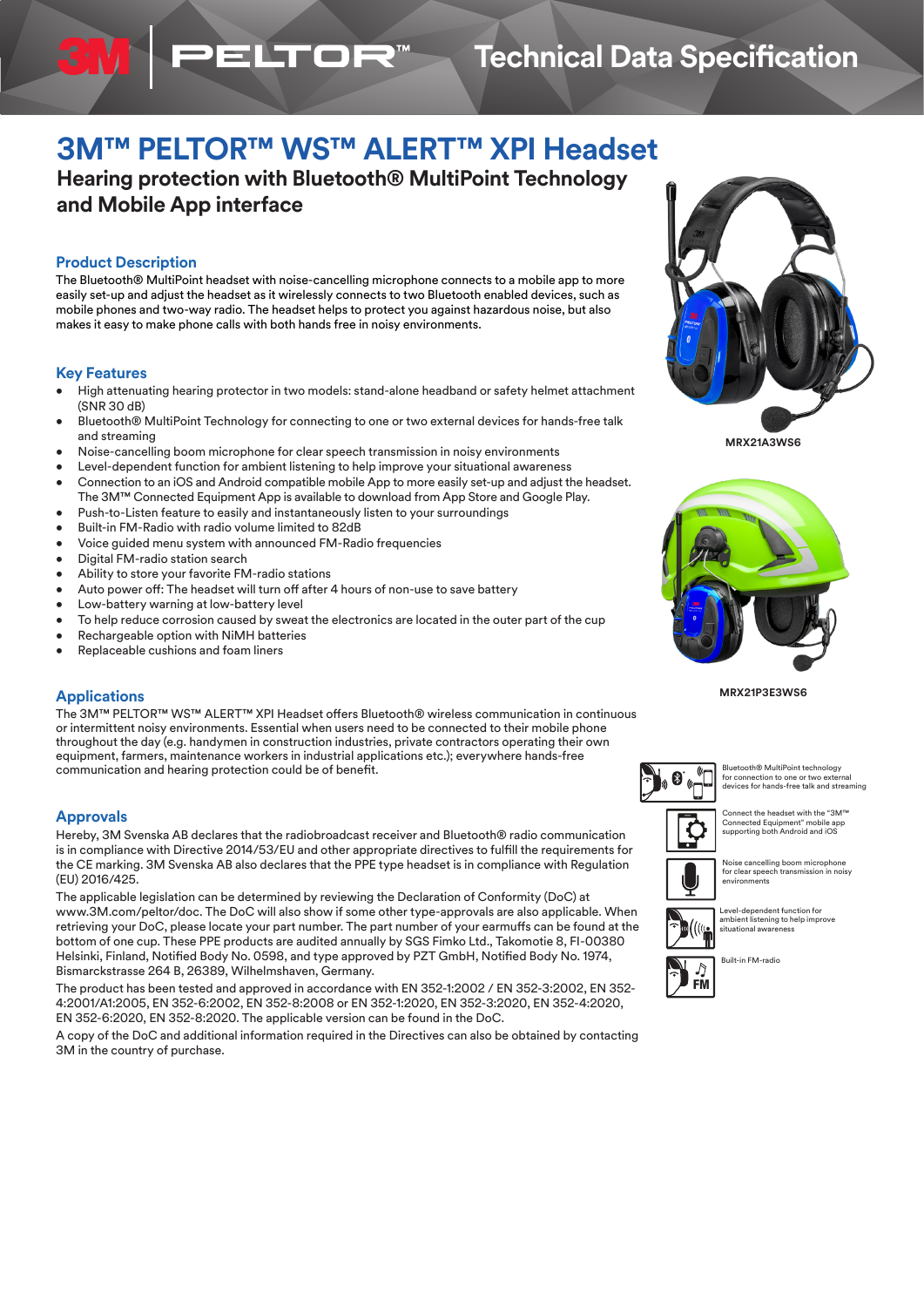# 3M™ PELTOR™ WS™ ALERT™ XPI Headset

## Hearing protection with Bluetooth® MultiPoint Technology and Mobile App interface

### Product Description

The Bluetooth® MultiPoint headset with noise-cancelling microphone connects to a mobile app to more easily set-up and adjust the headset as it wirelessly connects to two Bluetooth enabled devices, such as mobile phones and two-way radio. The headset helps to protect you against hazardous noise, but also makes it easy to make phone calls with both hands free in noisy environments.

### Key Features

- High attenuating hearing protector in two models: stand-alone headband or safety helmet attachment (SNR 30 dB)
- Bluetooth® MultiPoint Technology for connecting to one or two external devices for hands-free talk and streaming
- Noise-cancelling boom microphone for clear speech transmission in noisy environments
- Level-dependent function for ambient listening to help improve your situational awareness
- Connection to an iOS and Android compatible mobile App to more easily set-up and adjust the headset. The 3M™ Connected Equipment App is available to download from App Store and Google Play.
- Push-to-Listen feature to easily and instantaneously listen to your surroundings
- Built-in FM-Radio with radio volume limited to 82dB
- Voice guided menu system with announced FM-Radio frequencies
- Digital FM-radio station search
- Ability to store your favorite FM-radio stations
- Auto power off: The headset will turn off after 4 hours of non-use to save battery
- Low-battery warning at low-battery level
- To help reduce corrosion caused by sweat the electronics are located in the outer part of the cup
- Rechargeable option with NiMH batteries
- Replaceable cushions and foam liners

MRX21A3WS6

MRX21P3E3WS6

### Applications

The 3M™ PELTOR™ WS™ ALERT™ XPI Headset offers Bluetooth® wireless communication in continuous or intermittent noisy environments. Essential when users need to be connected to their mobile phone throughout the day (e.g. handymen in construction industries, private contractors operating their own equipment, farmers, maintenance workers in industrial applications etc.); everywhere hands-free communication and hearing protection could be of benefit.

Bluetooth® MultiPoint technology for connection to one or two external devices for hands-free talk and streaming

Connect the headset with the "3M™ Connected Equipment" mobile app supporting both Android and iOS

Noise cancelling boom microphone for clear speech transmission in noisy environments

Level-dependent function for ambient listening to help improve situational awareness

Built-in FM-radio

### Approvals

Hereby, 3M Svenska AB declares that the radiobroadcast receiver and Bluetooth® radio communication is in compliance with Directive 2014/53/EU and other appropriate directives to fulfill the requirements for the CE marking. 3M Svenska AB also declares that the PPE type headset is in compliance with Regulation (EU) 2016/425.

The applicable legislation can be determined by reviewing the Declaration of Conformity (DoC) at www.3M.com/peltor/doc. The DoC will also show if some other type-approvals are also applicable. When retrieving your DoC, please locate your part number. The part number of your earmuffs can be found at the bottom of one cup. These PPE products are audited annually by SGS Fimko Ltd., Takomotie 8, FI-00380 Helsinki, Finland, Notified Body No. 0598, and type approved by PZT GmbH, Notified Body No. 1974, Bismarckstrasse 264 B, 26389, Wilhelmshaven, Germany.

The product has been tested and approved in accordance with EN 352-1:2002 / EN 352-3:2002, EN 352-4:2001/A1:2005, EN 352-6:2002, EN 352-8:2008 or EN 352-1:2020, EN 352-3:2020, EN 352-4:2020, EN 352-6:2020, EN 352-8:2020. The applicable version can be found in the DoC.

A copy of the DoC and additional information required in the Directives can also be obtained by contacting 3M in the country of purchase.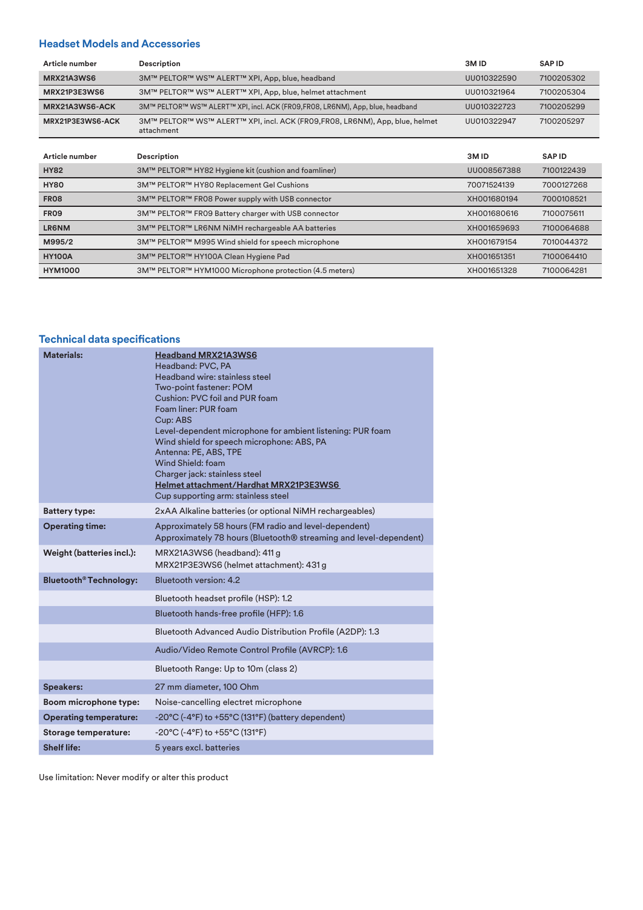## Headset Models and Accessories

| Article number | Description | 3M ID | SAP ID |
|---|---|---|---|
| **MRX21A3WS6** | 3M™ PELTOR™ WS™ ALERT™ XPI, App, blue, headband | UU010322590 | 7100205302 |
| **MRX21P3E3WS6** | 3M™ PELTOR™ WS™ ALERT™ XPI, App, blue, helmet attachment | UU010321964 | 7100205304 |
| **MRX21A3WS6-ACK** | 3M™ PELTOR™ WS™ ALERT™ XPI, incl. ACK (FR09,FR08, LR6NM), App, blue, headband | UU010322723 | 7100205299 |
| **MRX21P3E3WS6-ACK** | 3M™ PELTOR™ WS™ ALERT™ XPI, incl. ACK (FR09,FR08, LR6NM), App, blue, helmet attachment | UU010322947 | 7100205297 |

| Article number | Description | 3M ID | SAP ID |
|---|---|---|---|
| **HY82** | 3M™ PELTOR™ HY82 Hygiene kit (cushion and foamliner) | UU008567388 | 7100122439 |
| **HY80** | 3M™ PELTOR™ HY80 Replacement Gel Cushions | 70071524139 | 7000127268 |
| **FR08** | 3M™ PELTOR™ FR08 Power supply with USB connector | XH001680194 | 7000108521 |
| **FR09** | 3M™ PELTOR™ FR09 Battery charger with USB connector | XH001680616 | 7100075611 |
| **LR6NM** | 3M™ PELTOR™ LR6NM NiMH rechargeable AA batteries | XH001659693 | 7100064688 |
| **M995/2** | 3M™ PELTOR™ M995 Wind shield for speech microphone | XH001679154 | 7010044372 |
| **HY100A** | 3M™ PELTOR™ HY100A Clean Hygiene Pad | XH001651351 | 7100064410 |
| **HYM1000** | 3M™ PELTOR™ HYM1000 Microphone protection (4.5 meters) | XH001651328 | 7100064281 |

## Technical data specifications

| | |
|---|---|
| **Materials:** | **Headband MRX21A3WS6**<br>Headband: PVC, PA<br>Headband wire: stainless steel<br>Two-point fastener: POM<br>Cushion: PVC foil and PUR foam<br>Foam liner: PUR foam<br>Cup: ABS<br>Level-dependent microphone for ambient listening: PUR foam<br>Wind shield for speech microphone: ABS, PA<br>Antenna: PE, ABS, TPE<br>Wind Shield: foam<br>Charger jack: stainless steel<br>**Helmet attachment/Hardhat MRX21P3E3WS6**<br>Cup supporting arm: stainless steel |
| **Battery type:** | 2xAA Alkaline batteries (or optional NiMH rechargeables) |
| **Operating time:** | Approximately 58 hours (FM radio and level-dependent)<br>Approximately 78 hours (Bluetooth® streaming and level-dependent) |
| **Weight (batteries incl.):** | MRX21A3WS6 (headband): 411 g<br>MRX21P3E3WS6 (helmet attachment): 431 g |
| **Bluetooth® Technology:** | Bluetooth version: 4.2 |
| | Bluetooth headset profile (HSP): 1.2 |
| | Bluetooth hands-free profile (HFP): 1.6 |
| | Bluetooth Advanced Audio Distribution Profile (A2DP): 1.3 |
| | Audio/Video Remote Control Profile (AVRCP): 1.6 |
| | Bluetooth Range: Up to 10m (class 2) |
| **Speakers:** | 27 mm diameter, 100 Ohm |
| **Boom microphone type:** | Noise-cancelling electret microphone |
| **Operating temperature:** | -20°C (-4°F) to +55°C (131°F) (battery dependent) |
| **Storage temperature:** | -20°C (-4°F) to +55°C (131°F) |
| **Shelf life:** | 5 years excl. batteries |

Use limitation: Never modify or alter this product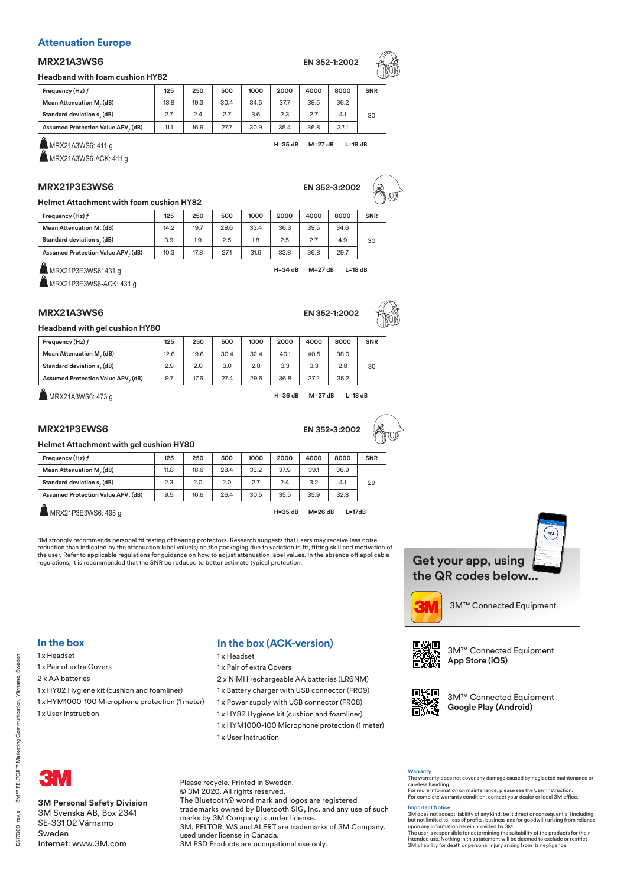## Attenuation Europe

### MRX21A3WS6

EN 352-1:2002

**Headband with foam cushion HY82**

| Frequency (Hz) $f$ | 125 | 250 | 500 | 1000 | 2000 | 4000 | 8000 | SNR |
|---|---|---|---|---|---|---|---|---|
| Mean Attenuation $M_f$ (dB) | 13.8 | 19.3 | 30.4 | 34.5 | 37.7 | 39.5 | 36.2 | 30 |
| Standard deviation $s_f$ (dB) | 2.7 | 2.4 | 2.7 | 3.6 | 2.3 | 2.7 | 4.1 | |
| Assumed Protection Value $APV_f$ (dB) | 11.1 | 16.9 | 27.7 | 30.9 | 35.4 | 36.8 | 32.1 | |

MRX21A3WS6: 411 g
MRX21A3WS6-ACK: 411 g

H=35 dB M=27 dB L=18 dB

### MRX21P3E3WS6

EN 352-3:2002

**Helmet Attachment with foam cushion HY82**

| Frequency (Hz) $f$ | 125 | 250 | 500 | 1000 | 2000 | 4000 | 8000 | SNR |
|---|---|---|---|---|---|---|---|---|
| Mean Attenuation $M_f$ (dB) | 14.2 | 19.7 | 29.6 | 33.4 | 36.3 | 39.5 | 34.6 | 30 |
| Standard deviation $s_f$ (dB) | 3.9 | 1.9 | 2.5 | 1.8 | 2.5 | 2.7 | 4.9 | |
| Assumed Protection Value $APV_f$ (dB) | 10.3 | 17.8 | 27.1 | 31.6 | 33.8 | 36.8 | 29.7 | |

MRX21P3E3WS6: 431 g
MRX21P3E3WS6-ACK: 431 g

H=34 dB M=27 dB L=18 dB

### MRX21A3WS6

EN 352-1:2002

**Headband with gel cushion HY80**

| Frequency (Hz) $f$ | 125 | 250 | 500 | 1000 | 2000 | 4000 | 8000 | SNR |
|---|---|---|---|---|---|---|---|---|
| Mean Attenuation $M_f$ (dB) | 12.6 | 19.6 | 30.4 | 32.4 | 40.1 | 40.5 | 38.0 | 30 |
| Standard deviation $s_f$ (dB) | 2.9 | 2.0 | 3.0 | 2.8 | 3.3 | 3.3 | 2.8 | |
| Assumed Protection Value $APV_f$ (dB) | 9.7 | 17.6 | 27.4 | 29.6 | 36.8 | 37.2 | 35.2 | |

MRX21A3WS6: 473 g

H=36 dB M=27 dB L=18 dB

### MRX21P3EWS6

EN 352-3:2002

**Helmet Attachment with gel cushion HY80**

| Frequency (Hz) $f$ | 125 | 250 | 500 | 1000 | 2000 | 4000 | 8000 | SNR |
|---|---|---|---|---|---|---|---|---|
| Mean Attenuation $M_f$ (dB) | 11.8 | 18.6 | 28.4 | 33.2 | 37.9 | 39.1 | 36.9 | 29 |
| Standard deviation $s_f$ (dB) | 2.3 | 2.0 | 2.0 | 2.7 | 2.4 | 3.2 | 4.1 | |
| Assumed Protection Value $APV_f$ (dB) | 9.5 | 16.6 | 26.4 | 30.5 | 35.5 | 35.9 | 32.8 | |

MRX21P3E3WS6: 495 g

H=35 dB M=26 dB L=17dB

3M strongly recommends personal fit testing of hearing protectors. Research suggests that users may receive less noise reduction than indicated by the attenuation label value(s) on the packaging due to variation in fit, fitting skill and motivation of the user. Refer to applicable regulations for guidance on how to adjust attenuation label values. In the absence off applicable regulations, it is recommended that the SNR be reduced to better estimate typical protection.

**Get your app, using the QR codes below...**

3M™ Connected Equipment

3M™ Connected Equipment **App Store (iOS)**

3M™ Connected Equipment **Google Play (Android)**

## In the box

- 1 x Headset
- 1 x Pair of extra Covers
- 2 x AA batteries
- 1 x HY82 Hygiene kit (cushion and foamliner)
- 1 x HYM1000-100 Microphone protection (1 meter)
- 1 x User Instruction

## In the box (ACK-version)

- 1 x Headset
- 1 x Pair of extra Covers
- 2 x NiMH rechargeable AA batteries (LR6NM)
- 1 x Battery charger with USB connector (FR09)
- 1 x Power supply with USB connector (FR08)
- 1 x HY82 Hygiene kit (cushion and foamliner)
- 1 x HYM1000-100 Microphone protection (1 meter)
- 1 x User Instruction

DS17009 rev.e 3M™ PELTOR™ Marketing Communication, Värnamo, Sweden

**3M Personal Safety Division**
3M Svenska AB, Box 2341
SE-331 02 Värnamo
Sweden
Internet: www.3M.com

Please recycle. Printed in Sweden.
© 3M 2020. All rights reserved.
The Bluetooth® word mark and logos are registered trademarks owned by Bluetooth SIG, Inc. and any use of such marks by 3M Company is under license.
3M, PELTOR, WS and ALERT are trademarks of 3M Company, used under license in Canada.
3M PSD Products are occupational use only.

**Warranty**
The warranty does not cover any damage caused by neglected maintenance or careless handling.
For more information on maintenance, please see the User Instruction.
For complete warranty condition, contact your dealer or local 3M office.

**Important Notice**
3M does not accept liability of any kind, be it direct or consequential (including, but not limited to, loss of profits, business and/or goodwill) arising from reliance upon any information herein provided by 3M.
The user is responsible for determining the suitability of the products for their intended use. Nothing in this statement will be deemed to exclude or restrict 3M's liability for death or personal injury arising from its negligence.